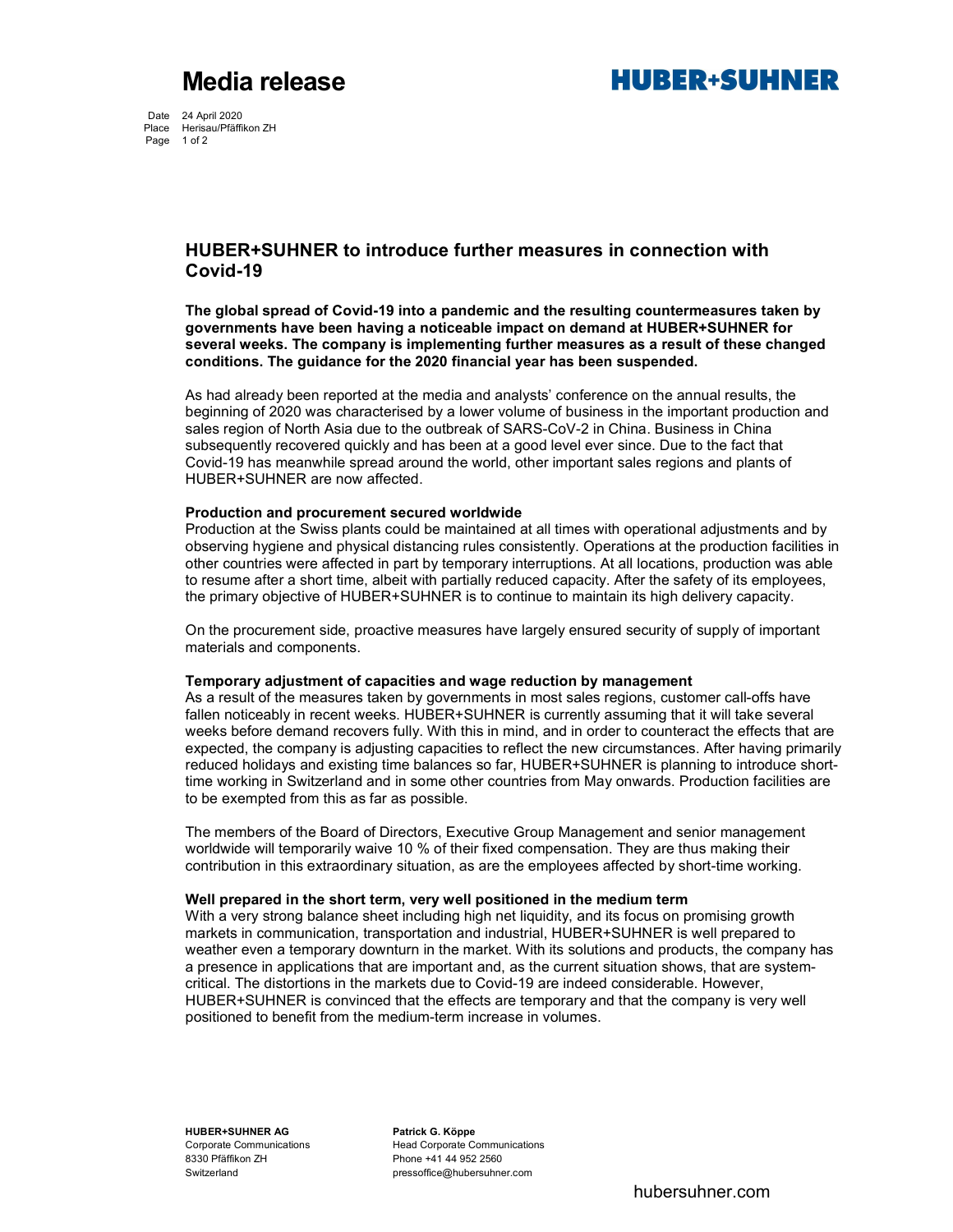# Media release

**HUBER+SUHNER**

Date 24 April 2020
Place Herisau/Pfäffikon ZH

## HUBER+SUHNER to introduce further measures in connection with Covid-19

**The global spread of Covid-19 into a pandemic and the resulting countermeasures taken by governments have been having a noticeable impact on demand at HUBER+SUHNER for several weeks. The company is implementing further measures as a result of these changed conditions. The guidance for the 2020 financial year has been suspended.**

As had already been reported at the media and analysts' conference on the annual results, the beginning of 2020 was characterised by a lower volume of business in the important production and sales region of North Asia due to the outbreak of SARS-CoV-2 in China. Business in China subsequently recovered quickly and has been at a good level ever since. Due to the fact that Covid-19 has meanwhile spread around the world, other important sales regions and plants of HUBER+SUHNER are now affected.

### Production and procurement secured worldwide

Production at the Swiss plants could be maintained at all times with operational adjustments and by observing hygiene and physical distancing rules consistently. Operations at the production facilities in other countries were affected in part by temporary interruptions. At all locations, production was able to resume after a short time, albeit with partially reduced capacity. After the safety of its employees, the primary objective of HUBER+SUHNER is to continue to maintain its high delivery capacity.

On the procurement side, proactive measures have largely ensured security of supply of important materials and components.

### Temporary adjustment of capacities and wage reduction by management

As a result of the measures taken by governments in most sales regions, customer call-offs have fallen noticeably in recent weeks. HUBER+SUHNER is currently assuming that it will take several weeks before demand recovers fully. With this in mind, and in order to counteract the effects that are expected, the company is adjusting capacities to reflect the new circumstances. After having primarily reduced holidays and existing time balances so far, HUBER+SUHNER is planning to introduce short-time working in Switzerland and in some other countries from May onwards. Production facilities are to be exempted from this as far as possible.

The members of the Board of Directors, Executive Group Management and senior management worldwide will temporarily waive 10 % of their fixed compensation. They are thus making their contribution in this extraordinary situation, as are the employees affected by short-time working.

### Well prepared in the short term, very well positioned in the medium term

With a very strong balance sheet including high net liquidity, and its focus on promising growth markets in communication, transportation and industrial, HUBER+SUHNER is well prepared to weather even a temporary downturn in the market. With its solutions and products, the company has a presence in applications that are important and, as the current situation shows, that are system-critical. The distortions in the markets due to Covid-19 are indeed considerable. However, HUBER+SUHNER is convinced that the effects are temporary and that the company is very well positioned to benefit from the medium-term increase in volumes.

**HUBER+SUHNER AG**
Corporate Communications
8330 Pfäffikon ZH
Switzerland

**Patrick G. Köppe**
Head Corporate Communications
Phone +41 44 952 2560
pressoffice@hubersuhner.com

hubersuhner.com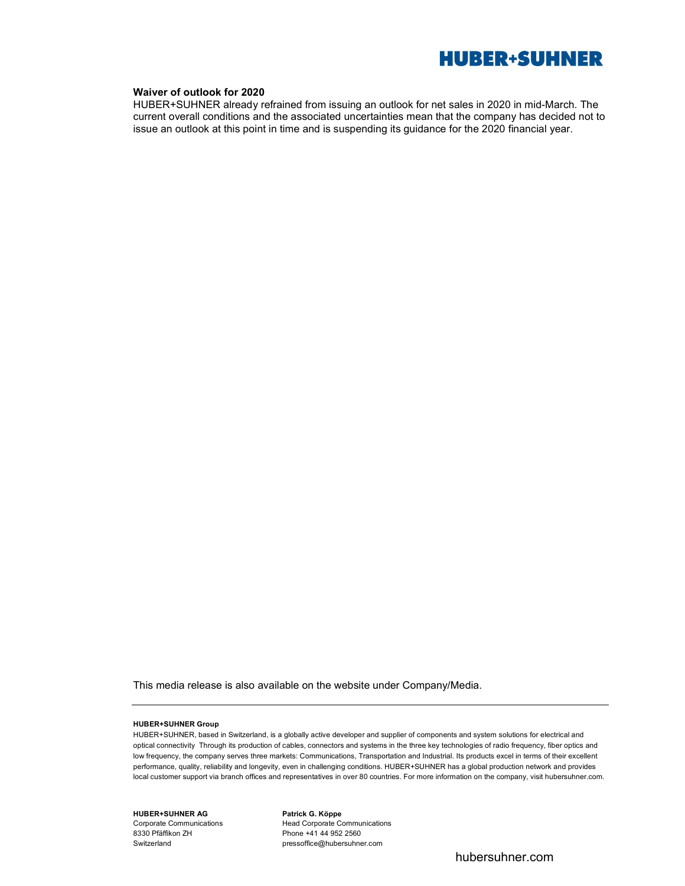### Waiver of outlook for 2020

HUBER+SUHNER already refrained from issuing an outlook for net sales in 2020 in mid-March. The current overall conditions and the associated uncertainties mean that the company has decided not to issue an outlook at this point in time and is suspending its guidance for the 2020 financial year.

This media release is also available on the website under Company/Media.

---

**HUBER+SUHNER Group**

HUBER+SUHNER, based in Switzerland, is a globally active developer and supplier of components and system solutions for electrical and optical connectivity Through its production of cables, connectors and systems in the three key technologies of radio frequency, fiber optics and low frequency, the company serves three markets: Communications, Transportation and Industrial. Its products excel in terms of their excellent performance, quality, reliability and longevity, even in challenging conditions. HUBER+SUHNER has a global production network and provides local customer support via branch offices and representatives in over 80 countries. For more information on the company, visit hubersuhner.com.

**HUBER+SUHNER AG**
Corporate Communications
8330 Pfäffikon ZH
Switzerland

**Patrick G. Köppe**
Head Corporate Communications
Phone +41 44 952 2560
pressoffice@hubersuhner.com

hubersuhner.com